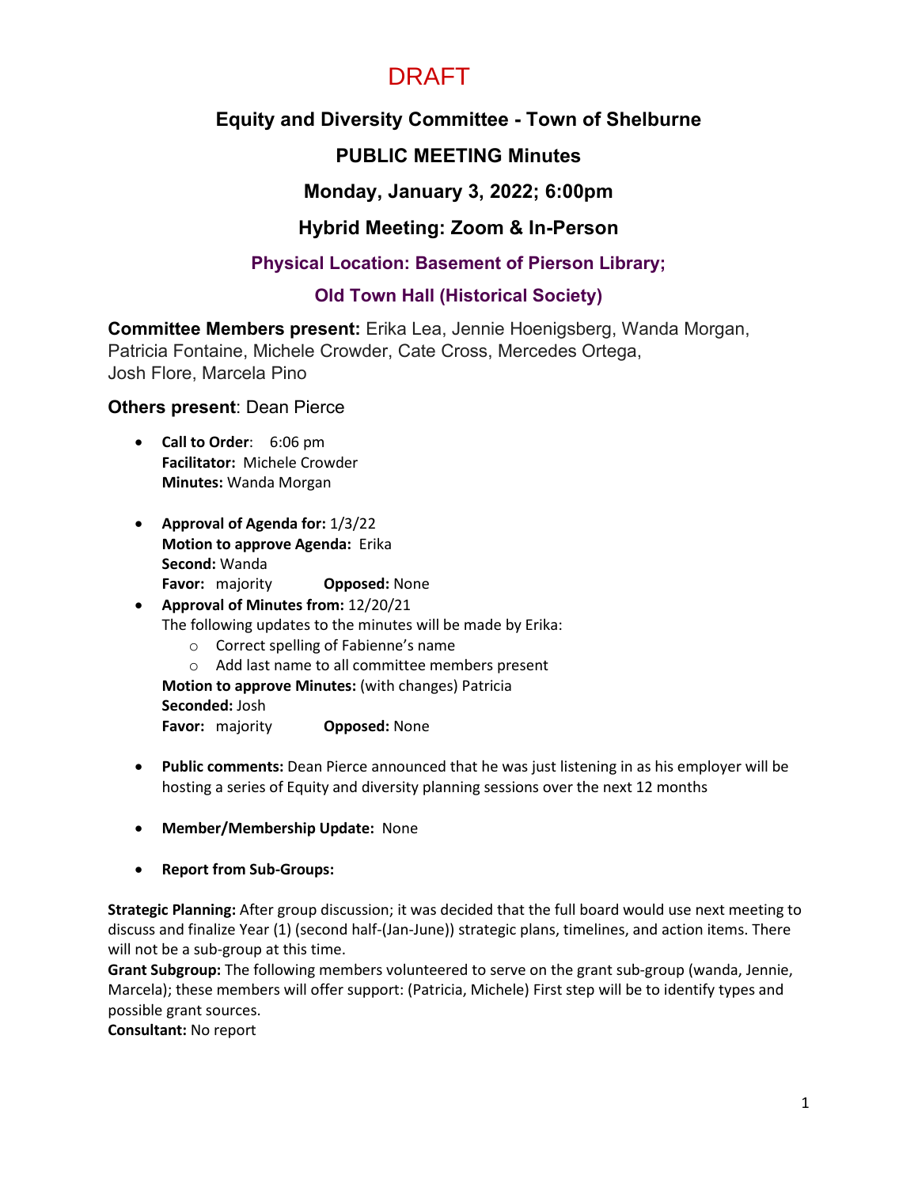DRAFT

# Equity and Diversity Committee - Town of Shelburne

## PUBLIC MEETING Minutes

## Monday, January 3, 2022; 6:00pm

## Hybrid Meeting: Zoom & In-Person

### Physical Location: Basement of Pierson Library;

### Old Town Hall (Historical Society)

**Committee Members present:** Erika Lea, Jennie Hoenigsberg, Wanda Morgan, Patricia Fontaine, Michele Crowder, Cate Cross, Mercedes Ortega, Josh Flore, Marcela Pino

**Others present**: Dean Pierce

- **Call to Order**: 6:06 pm
  **Facilitator:** Michele Crowder
  **Minutes:** Wanda Morgan

- **Approval of Agenda for:** 1/3/22
  **Motion to approve Agenda:** Erika
  **Second:** Wanda
  **Favor:** majority **Opposed:** None
- **Approval of Minutes from:** 12/20/21
  The following updates to the minutes will be made by Erika:
    - Correct spelling of Fabienne's name
    - Add last name to all committee members present

  **Motion to approve Minutes:** (with changes) Patricia
  **Seconded:** Josh
  **Favor:** majority **Opposed:** None

- **Public comments:** Dean Pierce announced that he was just listening in as his employer will be hosting a series of Equity and diversity planning sessions over the next 12 months

- **Member/Membership Update:** None

- **Report from Sub-Groups:**

**Strategic Planning:** After group discussion; it was decided that the full board would use next meeting to discuss and finalize Year (1) (second half-(Jan-June)) strategic plans, timelines, and action items. There will not be a sub-group at this time.
**Grant Subgroup:** The following members volunteered to serve on the grant sub-group (wanda, Jennie, Marcela); these members will offer support: (Patricia, Michele) First step will be to identify types and possible grant sources.
**Consultant:** No report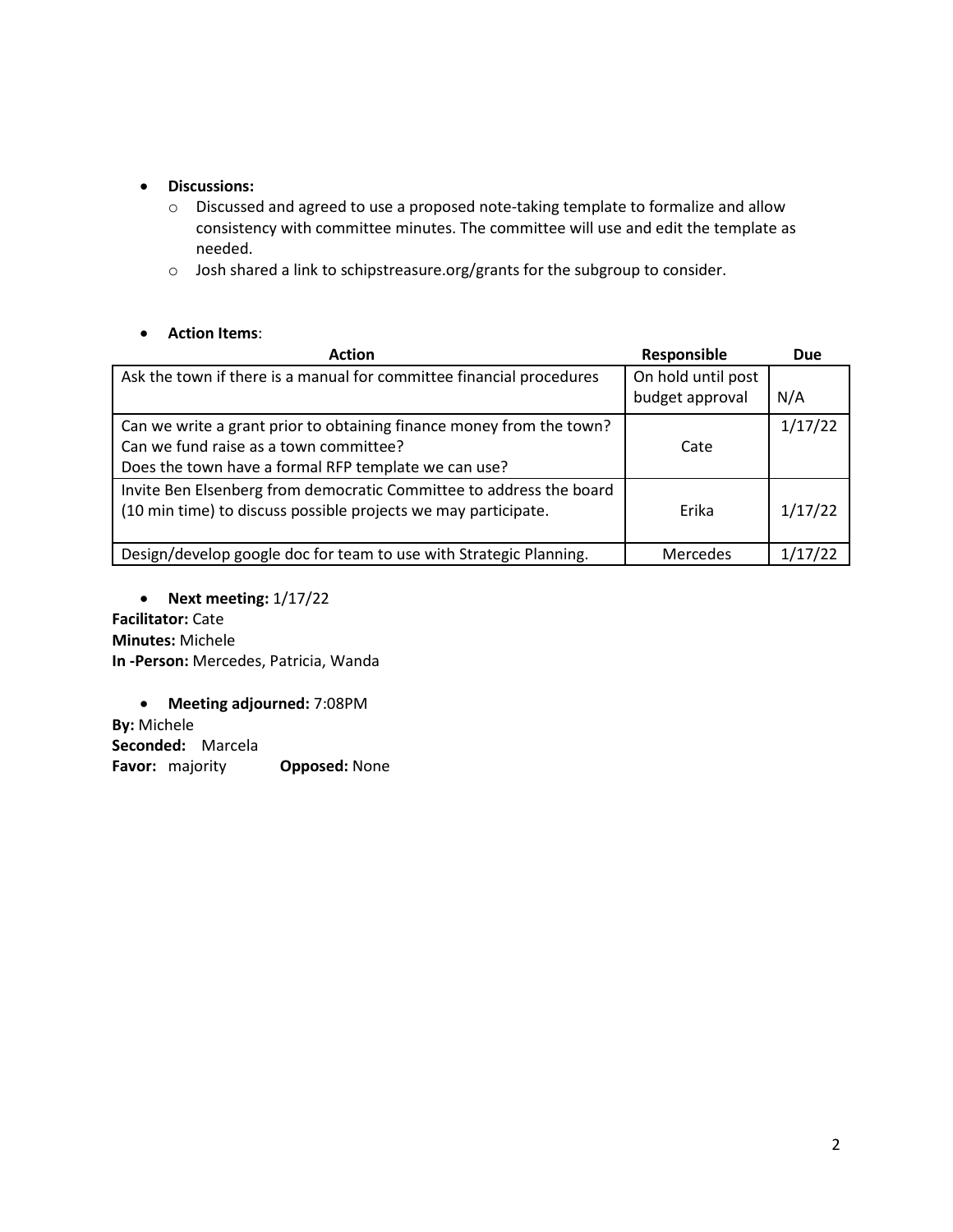- **Discussions:**
  - Discussed and agreed to use a proposed note-taking template to formalize and allow consistency with committee minutes. The committee will use and edit the template as needed.
  - Josh shared a link to schipstreasure.org/grants for the subgroup to consider.

- **Action Items**:

| Action | Responsible | Due |
| --- | --- | --- |
| Ask the town if there is a manual for committee financial procedures | On hold until post budget approval | N/A |
| Can we write a grant prior to obtaining finance money from the town?<br>Can we fund raise as a town committee?<br>Does the town have a formal RFP template we can use? | Cate | 1/17/22 |
| Invite Ben Elsenberg from democratic Committee to address the board (10 min time) to discuss possible projects we may participate. | Erika | 1/17/22 |
| Design/develop google doc for team to use with Strategic Planning. | Mercedes | 1/17/22 |

- **Next meeting:** 1/17/22

**Facilitator:** Cate
**Minutes:** Michele
**In -Person:** Mercedes, Patricia, Wanda

- **Meeting adjourned:** 7:08PM

**By:** Michele
**Seconded:** Marcela
**Favor:** majority **Opposed:** None